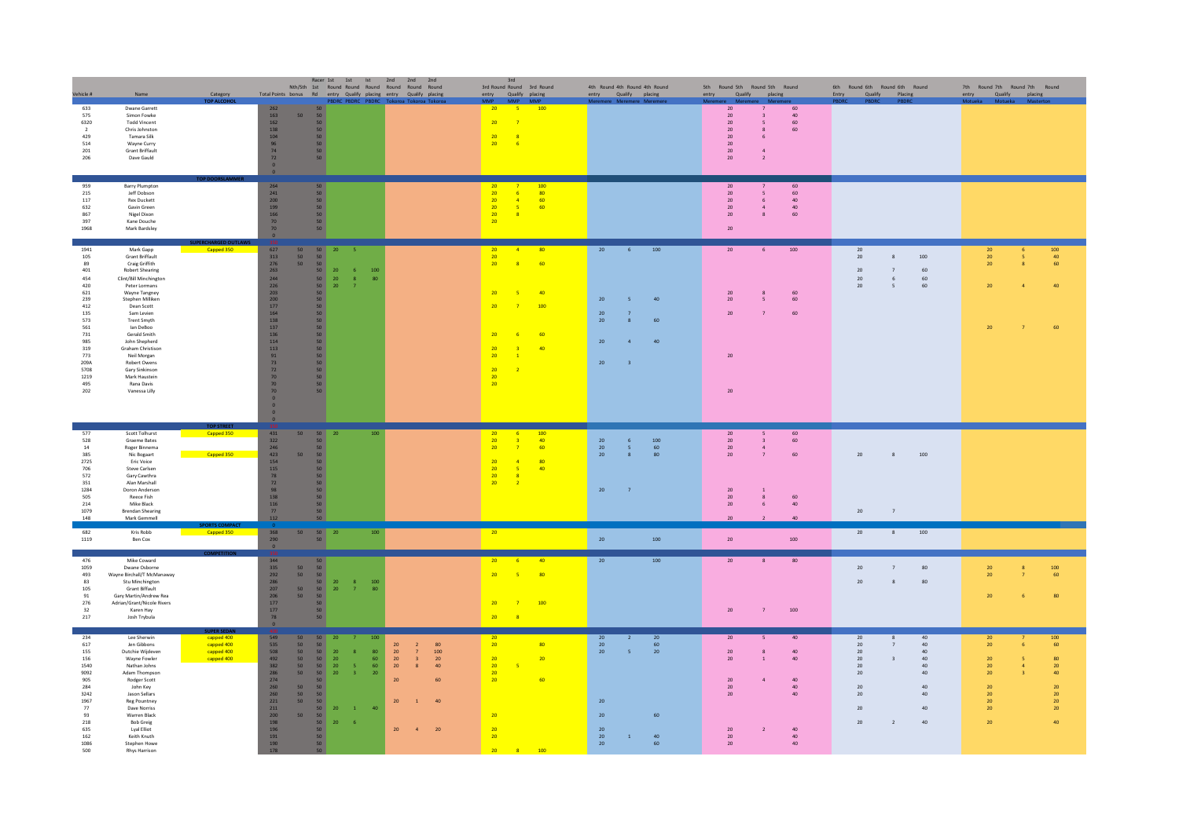| Vehicle # | Name | Category | Total Points | Nth/Sth bonus | Racer 1st Rd | 1st Round entry | 1st Round Qualify | 1st Round placing | 2nd Round entry | 2nd Round Qualify | 2nd Round placing | 3rd Round entry | 3rd Round Qualify | 3rd Round placing | 4th Round entry | 4th Round Qualify | 4th Round placing | 5th Round entry | 5th Round Qualify | 5th Round placing | 6th Round Entry | 6th Round Qualify | 6th Round Placing | 7th Round entry | 7th Round Qualify | 7th Round placing |
|---|---|---|---|---|---|---|---|---|---|---|---|---|---|---|---|---|---|---|---|---|---|---|---|---|---|---|
| | | | | | | PBDRC | PBDRC | PBDRC | Tokoroa | Tokoroa | Tokoroa | MMP | MMP | MMP | Meremere | Meremere | Meremere | Meremere | Meremere | Meremere | PBDRC | PBDRC | PBDRC | Motueka | Motueka | Masterton |
| | | TOP ALCOHOL | | | | | | | | | | | | | | | | | | | | | | | | |
| 633 | Dwane Garrett | | 262 | | 50 | | | | | | | 20 | 5 | 100 | | | | 20 | 7 | 60 | | | | | | |
| 575 | Simon Fowke | | 163 | 50 | 50 | | | | | | | | | | | | | 20 | 3 | 40 | | | | | | |
| 6320 | Todd Vincent | | 162 | | 50 | | | | | | | 20 | 7 | | | | | 20 | 5 | 60 | | | | | | |
| 2 | Chris Johnston | | 138 | | 50 | | | | | | | | | | | | | 20 | 8 | 60 | | | | | | |
| 429 | Tamara Silk | | 104 | | 50 | | | | | | | 20 | 8 | | | | | 20 | 6 | | | | | | | |
| 514 | Wayne Curry | | 96 | | 50 | | | | | | | 20 | 6 | | | | | 20 | | | | | | | | |
| 201 | Grant Briffault | | 74 | | 50 | | | | | | | | | | | | | 20 | 4 | | | | | | | |
| 206 | Dave Gauld | | 72 | | 50 | | | | | | | | | | | | | 20 | 2 | | | | | | | |
| | | | 0 | | | | | | | | | | | | | | | | | | | | | | | |
| | | | 0 | | | | | | | | | | | | | | | | | | | | | | | |
| | | TOP DOORSLAMMER | | | | | | | | | | | | | | | | | | | | | | | | |
| 959 | Barry Plumpton | | 264 | | 50 | | | | | | | 20 | 7 | 100 | | | | 20 | 7 | 60 | | | | | | |
| 215 | Jeff Dobson | | 241 | | 50 | | | | | | | 20 | 6 | 80 | | | | 20 | 5 | 60 | | | | | | |
| 117 | Rex Duckett | | 200 | | 50 | | | | | | | 20 | 4 | 60 | | | | 20 | 6 | 40 | | | | | | |
| 632 | Gavin Green | | 199 | | 50 | | | | | | | 20 | 5 | 60 | | | | 20 | 4 | 40 | | | | | | |
| 867 | Nigel Dixon | | 166 | | 50 | | | | | | | 20 | 8 | | | | | 20 | 8 | 60 | | | | | | |
| 397 | Kane Douche | | 70 | | 50 | | | | | | | 20 | | | | | | | | | | | | | | |
| 1968 | Mark Bardsley | | 70 | | 50 | | | | | | | | | | | | | 20 | | | | | | | | |
| | | | 0 | | | | | | | | | | | | | | | | | | | | | | | |
| | | SUPERCHARGED OUTLAWS | | | | | | | | | | | | | | | | | | | | | | | | |
| 1941 | Mark Gapp | Capped 350 | 627 | 50 | 50 | 20 | 5 | | | | | 20 | 4 | 80 | 20 | 6 | 100 | 20 | 6 | 100 | 20 | | | 20 | 6 | 100 |
| 105 | Grant Briffault | | 313 | 50 | 50 | | | | | | | 20 | | | | | | | | | 20 | 8 | 100 | 20 | 5 | 40 |
| 89 | Craig Griffith | | 276 | 50 | 50 | | | | | | | 20 | 8 | 60 | | | | | | | | | | 20 | 8 | 60 |
| 401 | Robert Shearing | | 265 | | 50 | 20 | 6 | 100 | | | | | | | | | | | | | 20 | 7 | 60 | | | |
| 454 | Clint/Bill Minchington | | 244 | | 50 | 20 | 8 | 80 | | | | | | | | | | | | | 20 | 6 | 60 | | | |
| 420 | Peter Lormans | | 226 | | 50 | 20 | 7 | | | | | | | | | | | | | | 20 | 5 | 60 | 20 | 4 | 40 |
| 621 | Wayne Tangney | | 203 | | 50 | | | | | | | 20 | 5 | 40 | | | | 20 | 8 | 60 | | | | | | |
| 239 | Stephen Milliken | | 200 | | 50 | | | | | | | | | | 20 | 5 | 40 | 20 | 5 | 60 | | | | | | |
| 412 | Dean Scott | | 177 | | 50 | | | | | | | 20 | 7 | 100 | | | | | | | | | | | | |
| 135 | Sam Levien | | 164 | | 50 | | | | | | | | | | 20 | 7 | | 20 | 7 | 60 | | | | | | |
| 573 | Trent Smyth | | 138 | | 50 | | | | | | | | | | 20 | 8 | 60 | | | | | | | | | |
| 561 | Ian DeBoo | | 137 | | 50 | | | | | | | | | | | | | | | | | | | 20 | 7 | 60 |
| 731 | Gerald Smith | | 136 | | 50 | | | | | | | 20 | 6 | 60 | | | | | | | | | | | | |
| 985 | John Shepherd | | 114 | | 50 | | | | | | | | | | 20 | 4 | 40 | | | | | | | | | |
| 319 | Graham Christison | | 113 | | 50 | | | | | | | 20 | 3 | 40 | | | | | | | | | | | | |
| 773 | Neil Morgan | | 91 | | 50 | | | | | | | 20 | 1 | | | | | 20 | | | | | | | | |
| 209A | Robert Owens | | 73 | | 50 | | | | | | | | | | 20 | 3 | | | | | | | | | | |
| 5708 | Gary Sinkinson | | 72 | | 50 | | | | | | | 20 | 2 | | | | | | | | | | | | | |
| 1219 | Mark Haustein | | 70 | | 50 | | | | | | | 20 | | | | | | | | | | | | | | |
| 495 | Rana Davis | | 70 | | 50 | | | | | | | 20 | | | | | | | | | | | | | | |
| 202 | Vanessa Lilly | | 70 | | 50 | | | | | | | | | | | | | 20 | | | | | | | | |
| | | | 0 | | | | | | | | | | | | | | | | | | | | | | | |
| | | | 0 | | | | | | | | | | | | | | | | | | | | | | | |
| | | | 0 | | | | | | | | | | | | | | | | | | | | | | | |
| | | | 0 | | | | | | | | | | | | | | | | | | | | | | | |
| | | TOP STREET | | | | | | | | | | | | | | | | | | | | | | | | |
| 577 | Scott Tolhurst | Capped 350 | 431 | 50 | 50 | 20 | | 100 | | | | 20 | 6 | 100 | 20 | 6 | 100 | 20 | 5 | 60 | | | | | | |
| 528 | Graeme Bates | | 322 | | 50 | | | | | | | 20 | 3 | 40 | 20 | 5 | 60 | 20 | 3 | 60 | | | | | | |
| 14 | Roger Binnema | | 246 | | 50 | | | | | | | 20 | 7 | 60 | 20 | 5 | 60 | 20 | 4 | | | | | | | |
| 385 | Nic Bogaart | Capped 350 | 423 | 50 | 50 | | | | | | | | | | 20 | 8 | 80 | 20 | 7 | 60 | 20 | 8 | 100 | | | |
| 2725 | Eric Voice | | 154 | | 50 | | | | | | | 20 | 4 | 80 | | | | | | | | | | | | |
| 706 | Steve Carlsen | | 115 | | 50 | | | | | | | 20 | 5 | 40 | | | | | | | | | | | | |
| 572 | Gary Cawthra | | 78 | | 50 | | | | | | | 20 | 8 | | | | | | | | | | | | | |
| 351 | Alan Marshall | | 72 | | 50 | | | | | | | 20 | 2 | | | | | | | | | | | | | |
| 1284 | Doron Anderson | | 98 | | 50 | | | | | | | | | | 20 | 7 | | 20 | 1 | | | | | | | |
| 505 | Reece Fish | | 138 | | 50 | | | | | | | | | | | | | 20 | 8 | 60 | | | | | | |
| 214 | Mike Black | | 116 | | 50 | | | | | | | | | | | | | 20 | 6 | 40 | | | | | | |
| 1079 | Brendan Shearing | | 77 | | 50 | | | | | | | | | | | | | | | | 20 | 7 | | | | |
| 148 | Mark Gemmell | | 112 | | 50 | | | | | | | | | | | | | 20 | 2 | 40 | | | | | | |
| | | SPORTS COMPACT | 0 | | | | | | | | | | | | | | | | | | | | | | | |
| 682 | Kris Robb | Capped 350 | 368 | 50 | 50 | 20 | | 100 | | | | 20 | | | | | | | | | 20 | 8 | 100 | | | |
| 1119 | Ben Cox | | 290 | | 50 | | | | | | | | | | 20 | | 100 | 20 | | 100 | | | | | | |
| | | | 0 | | | | | | | | | | | | | | | | | | | | | | | |
| | | COMPETITION | | | | | | | | | | | | | | | | | | | | | | | | |
| 476 | Mike Coward | | 344 | | 50 | | | | | | | 20 | 6 | 40 | 20 | | 100 | 20 | 8 | 80 | | | | | | |
| 1059 | Dwane Osborne | | 335 | 50 | 50 | | | | | | | | | | | | | | | | 20 | 7 | 80 | 20 | 8 | 100 |
| 493 | Wayne Birchall/T McManaway | | 292 | 50 | 50 | | | | | | | 20 | 5 | 80 | | | | | | | | | | 20 | 7 | 60 |
| 83 | Stu Minchington | | 286 | | 50 | 20 | 8 | 100 | | | | | | | | | | | | | 20 | 8 | 80 | | | |
| 105 | Grant Briffault | | 207 | 50 | 50 | 20 | 7 | 80 | | | | | | | | | | | | | | | | | | |
| 91 | Gary Martin/Andrew Rea | | 206 | 50 | 50 | | | | | | | | | | | | | | | | | | | 20 | 6 | 80 |
| 276 | Adrian/Grant/Nicole Rivers | | 177 | | 50 | | | | | | | 20 | 7 | 100 | | | | | | | | | | | | |
| 32 | Karen Hay | | 177 | | 50 | | | | | | | | | | | | | 20 | 7 | 100 | | | | | | |
| 217 | Josh Trybula | | 78 | | 50 | | | | | | | 20 | 8 | | | | | | | | | | | | | |
| | | | 0 | | | | | | | | | | | | | | | | | | | | | | | |
| | | SUPER SEDAN | | | | | | | | | | | | | | | | | | | | | | | | |
| 234 | Lee Sherwin | capped 400 | 549 | 50 | 50 | 20 | 7 | 100 | | | | 20 | | | 20 | 2 | 20 | 20 | 5 | 40 | 20 | 8 | 40 | 20 | 7 | 100 |
| 617 | Jen Gibbons | capped 400 | 535 | 50 | 50 | | | | | | | 20 | | 80 | 20 | | 60 | | | | 20 | 7 | 40 | 20 | 6 | 60 |
| 155 | Dutchie Wijdeven | capped 400 | 508 | 50 | 50 | 20 | 8 | 80 | 20 | 7 | 100 | | | | 20 | 5 | 20 | 20 | 8 | 40 | 20 | | 40 | | | |
| 156 | Wayne Fowler | capped 400 | 492 | 50 | 50 | 20 | | 60 | 20 | 3 | 20 | 20 | | 20 | | | | 20 | 1 | 40 | 20 | 3 | 40 | 20 | 5 | 80 |
| 1540 | Nathan Johns | | 382 | 50 | 50 | 20 | 5 | 60 | 20 | 8 | 40 | 20 | 5 | | | | | | | | 20 | | 40 | 20 | 4 | 20 |
| 9092 | Adam Thompson | | 286 | 50 | 50 | 20 | 3 | 20 | | | | 20 | | | | | | | | | 20 | | 40 | 20 | 3 | 40 |
| 905 | Rodger Scott | | 274 | | 50 | | | | 20 | | 60 | 20 | | 60 | | | | 20 | 4 | 40 | | | | | | |
| 284 | John Key | | 260 | 50 | 50 | | | | | | | | | | | | | 20 | | 40 | 20 | | 40 | 20 | | 20 |
| 3242 | Jason Sellars | | 260 | 50 | 50 | | | | | | | | | | | | | 20 | | 40 | 20 | | 40 | 20 | | 20 |
| 1967 | Reg Pountney | | 221 | 50 | 50 | | | | 20 | 1 | 40 | | | | 20 | | | | | | | | | 20 | | 20 |
| 77 | Dave Norriss | | 211 | | 50 | 20 | 1 | 40 | | | | | | | | | | | | | 20 | | 40 | 20 | | 20 |
| 93 | Warren Black | | 200 | 50 | 50 | | | | | | | 20 | | | 20 | | 60 | | | | | | | | | |
| 218 | Bob Greig | | 198 | | 50 | 20 | 6 | | | | | | | | | | | | | | 20 | 2 | 40 | 20 | | 40 |
| 635 | Lyal Elliot | | 196 | | 50 | | | | 20 | 4 | 20 | 20 | | | 20 | | | 20 | 2 | 40 | | | | | | |
| 162 | Keith Knuth | | 191 | | 50 | | | | | | | 20 | | | 20 | 1 | 40 | 20 | | 40 | | | | | | |
| 1086 | Stephen Howe | | 190 | | 50 | | | | | | | | | | 20 | | 60 | 20 | | 40 | | | | | | |
| 500 | Rhys Harrison | | 178 | | 50 | | | | | | | 20 | 8 | 100 | | | | | | | | | | | | |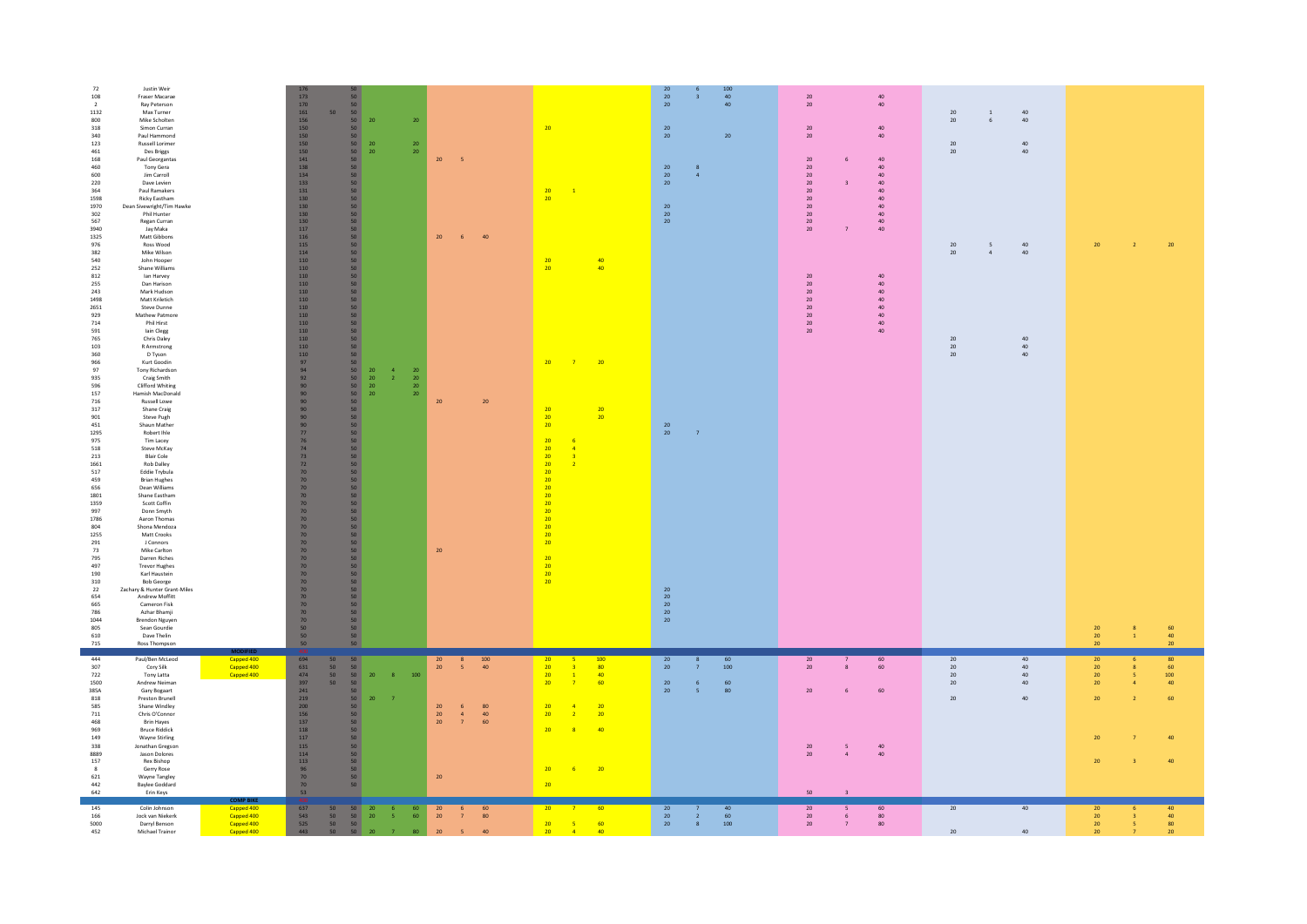| | | | | | | | | | | | | | | | | | | | | | | | | | | |
|---|---|---|---|---|---|---|---|---|---|---|---|---|---|---|---|---|---|---|---|---|---|---|---|---|---|---|
| 72 | Justin Weir | | 176 | | 50 | | | | | | | | | | 20 | 6 | 100 | 20 | | 40 | | | | | | |
| 108 | Fraser Macarae | | 175 | | 50 | | | | | | | | | | 20 | 3 | 40 | 20 | | 40 | | | | | | |
| 2 | Ray Peterson | | 170 | | 50 | | | | | | | | | | 20 | | 40 | 20 | | 40 | | | | | | |
| 1132 | Max Turner | | 161 | 50 | 50 | | | | | | | | | | | | | | | | 20 | 1 | 40 | | | |
| 800 | Mike Scholten | | 156 | | 50 | 20 | | 20 | | | | | | | | | | | | | 20 | 6 | 40 | | | |
| 318 | Simon Curran | | 150 | | 50 | | | | | | | 20 | | | 20 | | | 20 | | 40 | | | | | | |
| 340 | Paul Hammond | | 150 | | 50 | | | | | | | | | | 20 | | 20 | 20 | | 40 | | | | | | |
| 123 | Russell Lorimer | | 150 | | 50 | 20 | | 20 | | | | | | | | | | | | | 20 | | 40 | | | |
| 461 | Des Briggs | | 150 | | 50 | 20 | | 20 | | | | | | | | | | | | | 20 | | 40 | | | |
| 168 | Paul Georgantas | | 141 | | 50 | | | | 20 | 5 | | | | | | | | 20 | 6 | 40 | | | | | | |
| 460 | Tony Gera | | 138 | | 50 | | | | | | | | | | 20 | 8 | | 20 | | 40 | | | | | | |
| 600 | Jim Carroll | | 134 | | 50 | | | | | | | | | | 20 | 4 | | 20 | | 40 | | | | | | |
| 220 | Dave Levien | | 133 | | 50 | | | | | | | | | | 20 | | | 20 | 3 | 40 | | | | | | |
| 364 | Paul Ramakers | | 131 | | 50 | | | | | | | 20 | 1 | | | | | 20 | | 40 | | | | | | |
| 1598 | Ricky Eastham | | 130 | | 50 | | | | | | | 20 | | | | | | 20 | | 40 | | | | | | |
| 1970 | Dean Sievewright/Tim Hawke | | 130 | | 50 | | | | | | | | | | 20 | | | 20 | | 40 | | | | | | |
| 302 | Phil Hunter | | 130 | | 50 | | | | | | | | | | 20 | | | 20 | | 40 | | | | | | |
| 567 | Regan Curran | | 130 | | 50 | | | | | | | | | | 20 | | | 20 | | 40 | | | | | | |
| 3940 | Jay Maka | | 117 | | 50 | | | | | | | | | | | | | 20 | 7 | 40 | | | | | | |
| 1325 | Matt Gibbons | | 116 | | 50 | | | | 20 | 6 | 40 | | | | | | | | | | | | | | | |
| 976 | Ross Wood | | 115 | | 50 | | | | | | | | | | | | | | | | 20 | 5 | 40 | 20 | 2 | 20 |
| 382 | Mike Wilson | | 114 | | 50 | | | | | | | | | | | | | | | | 20 | 4 | 40 | | | |
| 540 | John Hooper | | 110 | | 50 | | | | | | | 20 | | 40 | | | | | | | | | | | | |
| 252 | Shane Williams | | 110 | | 50 | | | | | | | 20 | | 40 | | | | | | | | | | | | |
| 812 | Ian Harvey | | 110 | | 50 | | | | | | | | | | | | | 20 | | 40 | | | | | | |
| 255 | Dan Harison | | 110 | | 50 | | | | | | | | | | | | | 20 | | 40 | | | | | | |
| 243 | Mark Hudson | | 110 | | 50 | | | | | | | | | | | | | 20 | | 40 | | | | | | |
| 1498 | Matt Kriletich | | 110 | | 50 | | | | | | | | | | | | | 20 | | 40 | | | | | | |
| 2651 | Steve Dunne | | 110 | | 50 | | | | | | | | | | | | | 20 | | 40 | | | | | | |
| 929 | Mathew Patmore | | 110 | | 50 | | | | | | | | | | | | | 20 | | 40 | | | | | | |
| 714 | Phil Hirst | | 110 | | 50 | | | | | | | | | | | | | 20 | | 40 | | | | | | |
| 591 | Iain Clegg | | 110 | | 50 | | | | | | | | | | | | | 20 | | 40 | | | | | | |
| 765 | Chris Oxley | | 110 | | 50 | | | | | | | | | | | | | | | | 20 | | 40 | | | |
| 103 | R Armstrong | | 110 | | 50 | | | | | | | | | | | | | | | | 20 | | 40 | | | |
| 360 | D Tyson | | 110 | | 50 | | | | | | | | | | | | | | | | 20 | | 40 | | | |
| 966 | Kurt Goodin | | 97 | | 50 | | | | | | | 20 | 7 | 20 | | | | | | | | | | | | |
| 97 | Tony Richardson | | 94 | | 50 | 20 | 4 | 20 | | | | | | | | | | | | | | | | | | |
| 935 | Craig Smith | | 92 | | 50 | 20 | 2 | 20 | | | | | | | | | | | | | | | | | | |
| 596 | Clifford Whiting | | 90 | | 50 | 20 | | 20 | | | | | | | | | | | | | | | | | | |
| 157 | Hamish MacDonald | | 90 | | 50 | 20 | | 20 | | | | | | | | | | | | | | | | | | |
| 716 | Russell Lowe | | 90 | | 50 | | | | 20 | | 20 | | | | | | | | | | | | | | | |
| 317 | Shane Craig | | 90 | | 50 | | | | | | | 20 | | 20 | | | | | | | | | | | | |
| 901 | Steve Pugh | | 90 | | 50 | | | | | | | 20 | | 20 | | | | | | | | | | | | |
| 451 | Shaun Mather | | 90 | | 50 | | | | | | | 20 | | | 20 | | | | | | | | | | | |
| 1295 | Robert Ihle | | 77 | | 50 | | | | | | | | | | 20 | 7 | | | | | | | | | | |
| 975 | Tim Lacey | | 76 | | 50 | | | | | | | 20 | 6 | | | | | | | | | | | | | |
| 518 | Steve McKay | | 74 | | 50 | | | | | | | 20 | 4 | | | | | | | | | | | | | |
| 213 | Blair Cole | | 73 | | 50 | | | | | | | 20 | 3 | | | | | | | | | | | | | |
| 1661 | Rob Dalley | | 72 | | 50 | | | | | | | 20 | 2 | | | | | | | | | | | | | |
| 517 | Eddie Trybula | | 70 | | 50 | | | | | | | 20 | | | | | | | | | | | | | | |
| 459 | Brian Hughes | | 70 | | 50 | | | | | | | 20 | | | | | | | | | | | | | | |
| 656 | Dean Williams | | 70 | | 50 | | | | | | | 20 | | | | | | | | | | | | | | |
| 1801 | Shane Eastham | | 70 | | 50 | | | | | | | 20 | | | | | | | | | | | | | | |
| 1359 | Scott Coffin | | 70 | | 50 | | | | | | | 20 | | | | | | | | | | | | | | |
| 997 | Donn Smyth | | 70 | | 50 | | | | | | | 20 | | | | | | | | | | | | | | |
| 1786 | Aaron Thomas | | 70 | | 50 | | | | | | | 20 | | | | | | | | | | | | | | |
| 804 | Shona Mendoza | | 70 | | 50 | | | | | | | 20 | | | | | | | | | | | | | | |
| 1255 | Matt Crooks | | 70 | | 50 | | | | | | | 20 | | | | | | | | | | | | | | |
| 291 | J Connors | | 70 | | 50 | | | | | | | 20 | | | | | | | | | | | | | | |
| 73 | Mike Carlton | | 70 | | 50 | | | | 20 | | | | | | | | | | | | | | | | | |
| 795 | Darren Riches | | 70 | | 50 | | | | | | | 20 | | | | | | | | | | | | | | |
| 497 | Trevor Hughes | | 70 | | 50 | | | | | | | 20 | | | | | | | | | | | | | | |
| 190 | Karl Haustein | | 70 | | 50 | | | | | | | 20 | | | | | | | | | | | | | | |
| 310 | Bob George | | 70 | | 50 | | | | | | | 20 | | | | | | | | | | | | | | |
| 22 | Zachary & Hunter Grant-Miles | | 70 | | 50 | | | | | | | | | | 20 | | | | | | | | | | | |
| 654 | Andrew Moffitt | | 70 | | 50 | | | | | | | | | | 20 | | | | | | | | | | | |
| 665 | Cameron Fisk | | 70 | | 50 | | | | | | | | | | 20 | | | | | | | | | | | |
| 786 | Azhar Bhamji | | 70 | | 50 | | | | | | | | | | 20 | | | | | | | | | | | |
| 1044 | Brendon Nguyen | | 70 | | 50 | | | | | | | | | | 20 | | | | | | | | | | | |
| 805 | Sean Gourdie | | 50 | | 50 | | | | | | | | | | | | | | | | | | | 20 | 8 | 60 |
| 610 | Dave Thelin | | 50 | | 50 | | | | | | | | | | | | | | | | | | | 20 | 1 | 40 |
| 715 | Ross Thompson | | 50 | | 50 | | | | | | | | | | | | | | | | | | | 20 | | 20 |
| | | **MODIFIED** | | | | | | | | | | | | | | | | | | | | | | | | |
| 444 | Paul/Ben McLeod | Capped 400 | 694 | 50 | 50 | | | | 20 | 8 | 100 | 20 | 5 | 100 | 20 | 8 | 60 | 20 | 7 | 60 | 20 | | 40 | 20 | 6 | 80 |
| 307 | Cory Silk | Capped 400 | 631 | 50 | 50 | | | | 20 | 5 | 40 | 20 | 3 | 80 | 20 | 7 | 100 | 20 | 8 | 60 | 20 | | 40 | 20 | 8 | 60 |
| 722 | Tony Latta | Capped 400 | 474 | 50 | 50 | 20 | 8 | 100 | | | | 20 | 1 | 40 | | | | | | | 20 | | 40 | 20 | 5 | 100 |
| 1500 | Andrew Neiman | | 397 | 50 | 50 | | | | | | | 20 | 7 | 60 | 20 | 6 | 60 | | | | 20 | | 40 | 20 | 4 | 40 |
| 385A | Gary Bogaart | | 241 | | 50 | | | | | | | | | | 20 | 5 | 80 | 20 | 6 | 60 | | | | | | |
| 818 | Preston Brunell | | 219 | | 50 | 20 | 7 | | | | | | | | | | | | | | 20 | | 40 | 20 | 2 | 60 |
| 585 | Shane Windley | | 200 | | 50 | | | | 20 | 6 | 80 | 20 | 4 | 20 | | | | | | | | | | | | |
| 711 | Chris O'Connor | | 156 | | 50 | | | | 20 | 4 | 40 | 20 | 2 | 20 | | | | | | | | | | | | |
| 468 | Brin Hayes | | 137 | | 50 | | | | 20 | 7 | 60 | | | | | | | | | | | | | | | |
| 969 | Bruce Riddick | | 118 | | 50 | | | | | | | 20 | 8 | 40 | | | | | | | | | | | | |
| 149 | Wayne Stirling | | 117 | | 50 | | | | | | | | | | | | | | | | | | | 20 | 7 | 40 |
| 338 | Jonathan Gregson | | 115 | | 50 | | | | | | | | | | | | | 20 | 5 | 40 | | | | | | |
| 8889 | Jason Dolores | | 114 | | 50 | | | | | | | | | | | | | 20 | 4 | 40 | | | | | | |
| 157 | Rex Bishop | | 113 | | 50 | | | | | | | | | | | | | | | | | | | 20 | 3 | 40 |
| 8 | Gerry Rose | | 96 | | 50 | | | | | | | 20 | 6 | 20 | | | | | | | | | | | | |
| 621 | Wayne Tangley | | 70 | | 50 | | | | 20 | | | | | | | | | | | | | | | | | |
| 442 | Baylee Goddard | | 70 | | 50 | | | | | | | 20 | | | | | | | | | | | | | | |
| 642 | Erin Keys | | 53 | | | | | | | | | | | | | | | 50 | 3 | | | | | | | |
| | | **COMP BIKE** | | | | | | | | | | | | | | | | | | | | | | | | |
| 145 | Colin Johnson | Capped 400 | 637 | 50 | 50 | 20 | 6 | 60 | 20 | 6 | 60 | 20 | 7 | 60 | 20 | 7 | 40 | 20 | 5 | 60 | 20 | | 40 | 20 | 6 | 40 |
| 166 | Jock van Niekerk | Capped 400 | 543 | 50 | 50 | 20 | 5 | 60 | 20 | 7 | 80 | | | | 20 | 2 | 60 | 20 | 6 | 80 | | | | 20 | 3 | 40 |
| 5000 | Darryl Benson | Capped 400 | 525 | 50 | 50 | | | | | | | 20 | 5 | 60 | 20 | 8 | 100 | 20 | 7 | 80 | | | | 20 | 5 | 80 |
| 452 | Michael Trainor | Capped 400 | 443 | 50 | 50 | 20 | 7 | 80 | 20 | 5 | 40 | 20 | 4 | 40 | | | | | | | 20 | | 40 | 20 | 7 | 20 |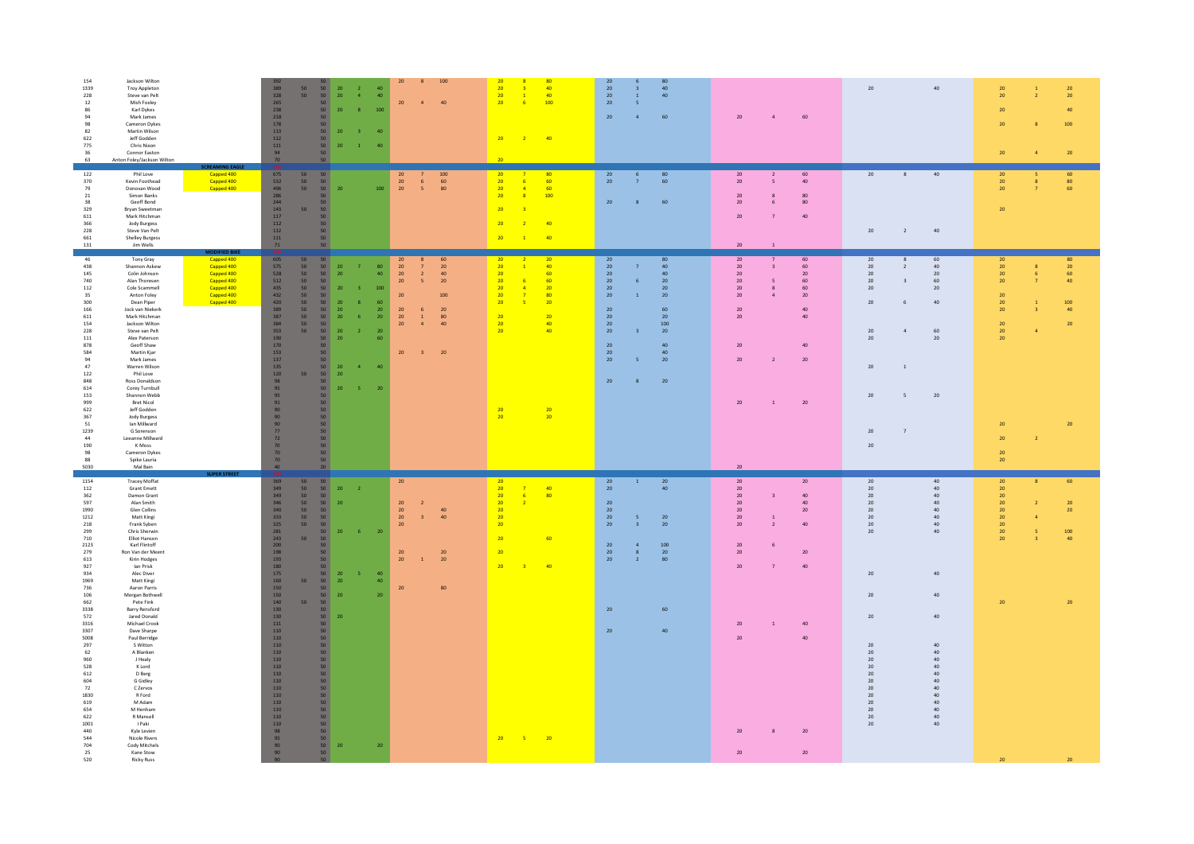| | | | | | | | | | | | | | | | | | | | | | | | | | | |
|---|---|---|---|---|---|---|---|---|---|---|---|---|---|---|---|---|---|---|---|---|---|---|---|---|---|---|
| 154 | Jackson Wilton | | 392 | | 50 | | | | 20 | 8 | 100 | 20 | 8 | 80 | 20 | 6 | 80 | | | | | | | | | |
| 1339 | Troy Appleton | | 389 | 50 | 50 | 20 | 2 | 40 | | | | 20 | 3 | 40 | 20 | 3 | 40 | | | | 20 | | 40 | 20 | 1 | 20 |
| 228 | Steve van Pelt | | 328 | 50 | 50 | 20 | 4 | 40 | | | | 20 | 1 | 40 | 20 | 1 | 40 | | | | | | | 20 | 2 | 20 |
| 12 | Mish Foxley | | 265 | | 50 | | | | 20 | 4 | 40 | 20 | 6 | 100 | 20 | 5 | | | | | | | | | | |
| 86 | Karl Dykes | | 238 | | 50 | 20 | 8 | 100 | | | | | | | | | | | | | | | | 20 | | 40 |
| 94 | Mark James | | 218 | | 50 | | | | | | | | | | 20 | 4 | 60 | 20 | 4 | 60 | | | | | | |
| 98 | Cameron Dykes | | 178 | | 50 | | | | | | | | | | | | | | | | | | | 20 | 8 | 100 |
| 82 | Martin Wilson | | 113 | | 50 | 20 | 3 | 40 | | | | | | | | | | | | | | | | | | |
| 622 | Jeff Godden | | 112 | | 50 | | | | | | | 20 | 2 | 40 | | | | | | | | | | | | |
| 775 | Chris Nixon | | 111 | | 50 | 20 | 1 | 40 | | | | | | | | | | | | | | | | | | |
| 36 | Connor Easton | | 94 | | 50 | | | | | | | | | | | | | | | | | | | 20 | 4 | 20 |
| 63 | Anton Foley/Jackson Wilton | | 70 | | 50 | | | | | | | 20 | | | | | | | | | | | | | | |
| | | SCREAMING EAGLE | | | | | | | | | | | | | | | | | | | | | | | | |
| 122 | Phil Love | Capped 400 | 675 | 50 | 50 | | | | 20 | 7 | 100 | 20 | 7 | 80 | 20 | 6 | 80 | 20 | 2 | 60 | 20 | 8 | 40 | 20 | 5 | 60 |
| 370 | Kevin Foothead | Capped 400 | 532 | 50 | 50 | | | | 20 | 6 | 60 | 20 | 6 | 60 | 20 | 7 | 60 | 20 | 5 | 40 | | | | 20 | 8 | 80 |
| 79 | Donovan Wood | Capped 400 | 496 | 50 | 50 | 20 | | 100 | 20 | 5 | 80 | 20 | 4 | 60 | | | | | | | | | | 20 | 7 | 60 |
| 21 | Simon Banks | | 286 | | 50 | | | | | | | 20 | 8 | 100 | | | | 20 | 8 | 80 | | | | | | |
| 38 | Geoff Bond | | 244 | | 50 | | | | | | | | | | 20 | 8 | 60 | 20 | 6 | 80 | | | | | | |
| 329 | Bryan Sweetman | | 143 | 50 | 50 | | | | | | | 20 | 3 | | | | | | | | | | | 20 | | |
| 611 | Mark Hitchman | | 117 | | 50 | | | | | | | | | | | | | 20 | 7 | 40 | | | | | | |
| 366 | Jody Burgess | | 112 | | 50 | | | | | | | 20 | 2 | 40 | | | | | | | | | | | | |
| 228 | Steve Van Pelt | | 112 | | 50 | | | | | | | | | | | | | | | | 20 | 2 | 40 | | | |
| 661 | Shelley Burgess | | 111 | | 50 | | | | | | | 20 | 1 | 40 | | | | | | | | | | | | |
| 131 | Jim Wells | | 71 | | 50 | | | | | | | | | | | | | 20 | 1 | | | | | | | |
| | | MODIFIED BIKE | | | | | | | | | | | | | | | | | | | | | | | | |
| 46 | Tony Gray | Capped 400 | 605 | 50 | 50 | | | | 20 | 8 | 60 | 20 | 2 | 20 | 20 | | 80 | 20 | 7 | 60 | 20 | 8 | 60 | 20 | | 80 |
| 438 | Shannon Askew | Capped 400 | 575 | 50 | 50 | 20 | 7 | 80 | 20 | 7 | 20 | 20 | 1 | 40 | 20 | 7 | 40 | 20 | 3 | 60 | 20 | 2 | 40 | 20 | 8 | 20 |
| 145 | Colin Johnson | Capped 400 | 528 | 50 | 50 | 20 | | 40 | 20 | 2 | 40 | 20 | | 60 | 20 | | 40 | 20 | | 20 | 20 | | 20 | 20 | 6 | 60 |
| 740 | Alan Thonesen | Capped 400 | 512 | 50 | 50 | | | | 20 | 5 | 20 | 20 | 6 | 60 | 20 | 6 | 20 | 20 | 5 | 60 | 20 | 3 | 60 | 20 | 7 | 40 |
| 112 | Cole Scammell | Capped 400 | 435 | 50 | 50 | 20 | 3 | 100 | | | | 20 | 4 | 20 | 20 | | 20 | 20 | 8 | 60 | 20 | | 20 | | | |
| 35 | Anton Foley | Capped 400 | 432 | 50 | 50 | | | | 20 | | 100 | 20 | 7 | 80 | 20 | 1 | 20 | 20 | 4 | 20 | | | | 20 | | |
| 300 | Dean Piper | Capped 400 | 420 | 50 | 50 | 20 | 8 | 60 | | | | 20 | 5 | 20 | | | | | | | 20 | 6 | 40 | 20 | 1 | 100 |
| 166 | Jock van Niekerk | | 389 | 50 | 50 | 20 | | 20 | 20 | 6 | 20 | | | | 20 | | 60 | 20 | | 40 | | | | 20 | 3 | 40 |
| 611 | Mark Hitchman | | 387 | 50 | 50 | 20 | 6 | 20 | 20 | 1 | 80 | 20 | | 20 | 20 | | 20 | 20 | | 40 | | | | | | |
| 154 | Jackson Wilton | | 384 | 50 | 50 | | | | 20 | 4 | 40 | 20 | | 40 | 20 | | 100 | | | | | | | 20 | | 20 |
| 228 | Steve van Pelt | | 353 | 50 | 50 | 20 | 2 | 20 | | | | 20 | | 40 | 20 | 3 | 20 | | | | 20 | 4 | 60 | 20 | 4 | |
| 111 | Alex Paterson | | 190 | | 50 | 20 | | 60 | | | | | | | | | | | | | 20 | | 20 | 20 | | |
| 878 | Geoff Shaw | | 170 | | 50 | | | | | | | | | | 20 | | 40 | 20 | | 40 | | | | | | |
| 584 | Martin Kjar | | 153 | | 50 | | | | 20 | 3 | 20 | | | | 20 | | 40 | | | | | | | | | |
| 94 | Mark James | | 137 | | 50 | | | | | | | | | | 20 | 5 | 20 | 20 | 2 | 20 | | | | | | |
| 47 | Warren Wilson | | 135 | | 50 | 20 | 4 | 40 | | | | | | | | | | | | | 20 | 1 | | | | |
| 122 | Phil Love | | 120 | 50 | 50 | 20 | | | | | | | | | | | | | | | | | | | | |
| 848 | Ross Donaldson | | 98 | | 50 | | | | | | | | | | 20 | 8 | 20 | | | | | | | | | |
| 614 | Corey Turnbull | | 95 | | 50 | 20 | 5 | 20 | | | | | | | | | | | | | | | | | | |
| 153 | Shannon Webb | | 95 | | 50 | | | | | | | | | | | | | | | | 20 | 5 | 20 | | | |
| 999 | Bret Nicol | | 91 | | 50 | | | | | | | | | | | | | 20 | 1 | 20 | | | | | | |
| 622 | Jeff Godden | | 90 | | 50 | | | | | | | 20 | | 20 | | | | | | | | | | | | |
| 367 | Jody Burgess | | 90 | | 50 | | | | | | | 20 | | 20 | | | | | | | | | | | | |
| 51 | Ian Millward | | 90 | | 50 | | | | | | | | | | | | | | | | | | | 20 | | 20 |
| 1239 | G Sorenson | | 77 | | 50 | | | | | | | | | | | | | | | | 20 | 7 | | | | |
| 44 | Leeanne Millward | | 72 | | 50 | | | | | | | | | | | | | | | | | | | 20 | 2 | |
| 190 | K Moss | | 70 | | 50 | | | | | | | | | | | | | | | | 20 | | | | | |
| 98 | Cameron Dykes | | 70 | | 50 | | | | | | | | | | | | | | | | | | | 20 | | |
| 88 | Spike Lauria | | 70 | | 50 | | | | | | | | | | | | | | | | | | | 20 | | |
| 5030 | Mal Bain | | 40 | | 20 | | | | | | | | | | | | | 20 | | | | | | | | |
| | | SUPER STREET | | | | | | | | | | | | | | | | | | | | | | | | |
| 1154 | Tracey Moffat | | 369 | 50 | 50 | | | | 20 | | | 20 | | | 20 | 1 | 20 | 20 | | 20 | 20 | | 40 | 20 | 8 | 60 |
| 112 | Grant Emmett | | 349 | 50 | 50 | 20 | 2 | | | | | 20 | 7 | 40 | 20 | | 40 | 20 | | | 20 | | 40 | 20 | | |
| 362 | Damon Grant | | 349 | 50 | 50 | | | | | | | 20 | 6 | 80 | | | | 20 | 3 | 40 | 20 | | 40 | 20 | | |
| 597 | Alan Smith | | 346 | 50 | 50 | 20 | | | 20 | 2 | | 20 | 2 | | 20 | | | 20 | | 40 | 20 | | 40 | 20 | 2 | 20 |
| 1990 | Glen Collins | | 340 | 50 | 50 | | | | 20 | | 40 | 20 | | | 20 | | | 20 | | 20 | 20 | | 40 | 20 | | 20 |
| 1212 | Matt Kingi | | 333 | 50 | 50 | | | | 20 | 3 | 40 | 20 | | | 20 | 5 | 20 | 20 | 1 | | 20 | | 40 | 20 | 4 | |
| 218 | Frank Syben | | 325 | 50 | 50 | | | | 20 | | | 20 | | | 20 | 3 | 20 | 20 | 2 | 40 | 20 | | 40 | 20 | | |
| 299 | Chris Sherwin | | 281 | | 50 | 20 | 6 | 20 | | | | | | | | | | | | | 20 | | 40 | 20 | 5 | 100 |
| 710 | Elliot Hanson | | 243 | 50 | 50 | | | | | | | 20 | | 60 | | | | | | | | | | 20 | 3 | 40 |
| 2123 | Karl Flintoff | | 208 | | 50 | | | | | | | | | | 20 | 4 | 100 | 20 | 6 | | | | | | | |
| 279 | Ron Van der Meent | | 198 | | 50 | | | | 20 | | 20 | 20 | | | 20 | 8 | 20 | 20 | | 20 | | | | | | |
| 613 | Kirin Hodges | | 193 | | 50 | | | | 20 | 1 | 20 | | | | 20 | 2 | 80 | | | | | | | | | |
| 927 | Ian Prisk | | 180 | | 50 | | | | | | | 20 | 3 | 40 | | | | 20 | 7 | 40 | | | | | | |
| 934 | Alec Diver | | 175 | | 50 | 20 | 5 | 40 | | | | | | | | | | | | | 20 | | 40 | | | |
| 1969 | Matt Kingi | | 160 | 50 | 50 | 20 | | 40 | | | | | | | | | | | | | | | | | | |
| 736 | Aaron Parris | | 150 | | 50 | | | | 20 | | 80 | | | | | | | | | | | | | | | |
| 106 | Morgan Bothwell | | 150 | | 50 | 20 | | 20 | | | | | | | | | | | | | 20 | | 40 | | | |
| 662 | Pete Fink | | 140 | 50 | 50 | | | | | | | | | | | | | | | | | | | 20 | | 20 |
| 3338 | Barry Rensford | | 130 | | 50 | | | | | | | | | | 20 | | 60 | | | | | | | | | |
| 572 | Jared Donald | | 130 | | 50 | 20 | | | | | | | | | | | | | | | 20 | | 40 | | | |
| 3316 | Michael Crook | | 111 | | 50 | | | | | | | | | | | | | 20 | 1 | 40 | | | | | | |
| 3307 | Dave Sharpe | | 110 | | 50 | | | | | | | | | | 20 | | 40 | | | | | | | | | |
| 5008 | Paul Berridge | | 110 | | 50 | | | | | | | | | | | | | 20 | | 40 | | | | | | |
| 297 | S Witton | | 110 | | 50 | | | | | | | | | | | | | | | | 20 | | 40 | | | |
| 62 | A Blanken | | 110 | | 50 | | | | | | | | | | | | | | | | 20 | | 40 | | | |
| 960 | J Healy | | 110 | | 50 | | | | | | | | | | | | | | | | 20 | | 40 | | | |
| 528 | K Lord | | 110 | | 50 | | | | | | | | | | | | | | | | 20 | | 40 | | | |
| 612 | D Berg | | 110 | | 50 | | | | | | | | | | | | | | | | 20 | | 40 | | | |
| 604 | G Gidley | | 110 | | 50 | | | | | | | | | | | | | | | | 20 | | 40 | | | |
| 72 | C Zervos | | 110 | | 50 | | | | | | | | | | | | | | | | 20 | | 40 | | | |
| 1830 | R Ford | | 110 | | 50 | | | | | | | | | | | | | | | | 20 | | 40 | | | |
| 619 | M Adam | | 110 | | 50 | | | | | | | | | | | | | | | | 20 | | 40 | | | |
| 654 | M Henham | | 110 | | 50 | | | | | | | | | | | | | | | | 20 | | 40 | | | |
| 622 | R Mansell | | 110 | | 50 | | | | | | | | | | | | | | | | 20 | | 40 | | | |
| 1001 | I Paki | | 110 | | 50 | | | | | | | | | | | | | | | | 20 | | 40 | | | |
| 440 | Kyle Levien | | 98 | | 50 | | | | | | | | | | | | | 20 | 8 | 20 | | | | | | |
| 544 | Nicole Rivers | | 95 | | 50 | | | | | | | 20 | 5 | 20 | | | | | | | | | | | | |
| 704 | Cody Mitchels | | 90 | | 50 | 20 | | 20 | | | | | | | | | | | | | | | | | | |
| 25 | Kane Stow | | 90 | | 50 | | | | | | | | | | | | | 20 | | 20 | | | | | | |
| 520 | Ricky Russ | | 90 | | 50 | | | | | | | | | | | | | | | | | | | 20 | | 20 |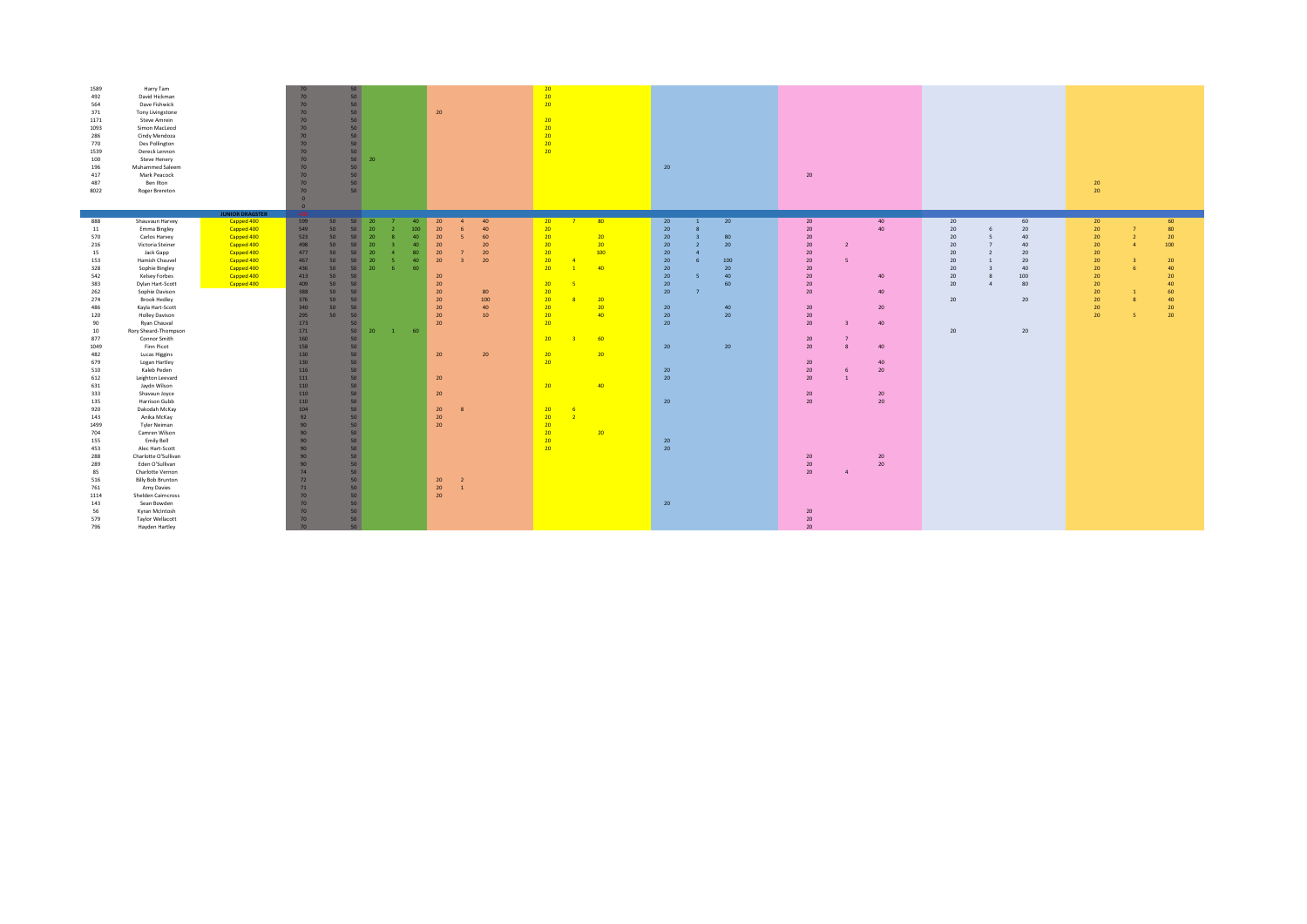| | | | | | | | | | | | | | | | | | | | | | | | | | | |
|---|---|---|---|---|---|---|---|---|---|---|---|---|---|---|---|---|---|---|---|---|---|---|---|---|---|---|
| 1589 | Harry Tam | | 70 | | 50 | | | | | | | 20 | | | | | | | | | | | | | | |
| 492 | David Hickman | | 70 | | 50 | | | | | | | 20 | | | | | | | | | | | | | | |
| 564 | Dave Fishwick | | 70 | | 50 | | | | | | | 20 | | | | | | | | | | | | | | |
| 371 | Tony Livingstone | | 70 | | 50 | | | | 20 | | | | | | | | | | | | | | | | | |
| 1171 | Steve Amrein | | 70 | | 50 | | | | | | | 20 | | | | | | | | | | | | | | |
| 1093 | Simon MacLeod | | 70 | | 50 | | | | | | | 20 | | | | | | | | | | | | | | |
| 286 | Cindy Mendoza | | 70 | | 50 | | | | | | | 20 | | | | | | | | | | | | | | |
| 770 | Des Pollington | | 70 | | 50 | | | | | | | 20 | | | | | | | | | | | | | | |
| 1539 | Dereck Lennon | | 70 | | 50 | | | | | | | 20 | | | | | | | | | | | | | | |
| 100 | Steve Henery | | 70 | | 50 | 20 | | | | | | | | | | | | | | | | | | | | |
| 196 | Muhammed Saleem | | 70 | | 50 | | | | | | | | | | 20 | | | | | | | | | | | |
| 417 | Mark Peacock | | 70 | | 50 | | | | | | | | | | | | | 20 | | | | | | | | |
| 487 | Ben Ilton | | 70 | | 50 | | | | | | | | | | | | | | | | | | | 20 | | |
| 8022 | Roger Brereton | | 70 | | 50 | | | | | | | | | | | | | | | | | | | 20 | | |
| | | | 0 | | | | | | | | | | | | | | | | | | | | | | | |
| | | | 0 | | | | | | | | | | | | | | | | | | | | | | | |
| | | JUNIOR DRAGSTER | | | | | | | | | | | | | | | | | | | | | | | | |
| 888 | Shauvaun Harvey | Capped 400 | 599 | 50 | 50 | 20 | 7 | 40 | 20 | 4 | 40 | 20 | 7 | 80 | 20 | 1 | 20 | 20 | | 40 | 20 | | 60 | 20 | | 60 |
| 11 | Emma Bingley | Capped 400 | 549 | 50 | 50 | 20 | 2 | 100 | 20 | 6 | 40 | 20 | | | 20 | 8 | | 20 | | 40 | 20 | 6 | 20 | 20 | 7 | 80 |
| 570 | Carlos Harvey | Capped 400 | 523 | 50 | 50 | 20 | 8 | 40 | 20 | 5 | 60 | 20 | | 20 | 20 | 3 | 80 | 20 | | | 20 | 5 | 40 | 20 | 2 | 20 |
| 216 | Victoria Steiner | Capped 400 | 498 | 50 | 50 | 20 | 3 | 40 | 20 | | 20 | 20 | | 20 | 20 | 2 | 20 | 20 | 2 | | 20 | 7 | 40 | 20 | 4 | 100 |
| 15 | Jack Gapp | Capped 400 | 477 | 50 | 50 | 20 | 4 | 80 | 20 | 7 | 20 | 20 | | 100 | 20 | 4 | | 20 | | | 20 | 2 | 20 | 20 | | |
| 153 | Hamish Chauvel | Capped 400 | 467 | 50 | 50 | 20 | 5 | 40 | 20 | 3 | 20 | 20 | 4 | | 20 | 6 | 100 | 20 | 5 | | 20 | 1 | 20 | 20 | 3 | 20 |
| 328 | Sophie Bingley | Capped 400 | 436 | 50 | 50 | 20 | 6 | 60 | | | | 20 | 1 | 40 | 20 | | 20 | 20 | | | 20 | 3 | 40 | 20 | 6 | 40 |
| 542 | Kelsey Forbes | Capped 400 | 413 | 50 | 50 | | | | 20 | | | | | | 20 | 5 | 40 | 20 | | 40 | 20 | 8 | 100 | 20 | | 20 |
| 383 | Dylan Hart-Scott | Capped 400 | 409 | 50 | 50 | | | | 20 | | | 20 | 5 | | 20 | | 60 | 20 | | | 20 | 4 | 80 | 20 | | 40 |
| 262 | Sophie Davison | | 388 | 50 | 50 | | | | 20 | | 80 | 20 | | | 20 | 7 | | 20 | | 40 | | | | 20 | 1 | 60 |
| 274 | Brook Hedley | | 376 | 50 | 50 | | | | 20 | | 100 | 20 | 8 | 20 | | | | | | | 20 | | 20 | 20 | 8 | 40 |
| 486 | Kayla Hart-Scott | | 340 | 50 | 50 | | | | 20 | | 40 | 20 | | 20 | 20 | | 40 | 20 | | 20 | | | | 20 | | 20 |
| 120 | Holley Davison | | 295 | 50 | 50 | | | | 20 | | 10 | 20 | | 40 | 20 | | 20 | 20 | | | | | | 20 | 5 | 20 |
| 90 | Ryan Chauval | | 173 | | 50 | | | | 20 | | | 20 | | | 20 | | | 20 | 3 | 40 | | | | | | |
| 10 | Rory Sheard-Thompson | | 171 | | 50 | 20 | 1 | 60 | | | | | | | | | | | | | 20 | | 20 | | | |
| 877 | Connor Smith | | 160 | | 50 | | | | | | | 20 | 3 | 60 | | | | 20 | 7 | | | | | | | |
| 1049 | Finn Picot | | 158 | | 50 | | | | | | | | | | 20 | | 20 | 20 | 8 | 40 | | | | | | |
| 482 | Lucas Higgins | | 130 | | 50 | | | | 20 | | 20 | 20 | | 20 | | | | | | | | | | | | |
| 679 | Logan Hartley | | 130 | | 50 | | | | | | | 20 | | | | | | 20 | | 40 | | | | | | |
| 510 | Kaleb Peden | | 116 | | 50 | | | | | | | | | | 20 | | | 20 | 6 | 20 | | | | | | |
| 612 | Leighton Leevard | | 111 | | 50 | | | | 20 | | | | | | 20 | | | 20 | 1 | | | | | | | |
| 631 | Jaydn Wilson | | 110 | | 50 | | | | | | | 20 | | 40 | | | | | | | | | | | | |
| 333 | Shavaun Joyce | | 110 | | 50 | | | | 20 | | | | | | | | | 20 | | 20 | | | | | | |
| 135 | Harrison Gubb | | 110 | | 50 | | | | | | | | | | 20 | | | 20 | | 20 | | | | | | |
| 920 | Dakodah McKay | | 104 | | 50 | | | | 20 | 8 | | 20 | 6 | | | | | | | | | | | | | |
| 143 | Anika McKay | | 92 | | 50 | | | | 20 | | | 20 | 2 | | | | | | | | | | | | | |
| 1499 | Tyler Neiman | | 90 | | 50 | | | | 20 | | | 20 | | | | | | | | | | | | | | |
| 704 | Camren Wilson | | 90 | | 50 | | | | | | | 20 | | 20 | | | | | | | | | | | | |
| 155 | Emily Bell | | 90 | | 50 | | | | | | | 20 | | | 20 | | | | | | | | | | | |
| 453 | Alec Hart-Scott | | 90 | | 50 | | | | | | | 20 | | | 20 | | | | | | | | | | | |
| 288 | Charlotte O'Sullivan | | 90 | | 50 | | | | | | | | | | | | | 20 | | 20 | | | | | | |
| 289 | Eden O'Sullivan | | 90 | | 50 | | | | | | | | | | | | | 20 | | 20 | | | | | | |
| 85 | Charlotte Vernon | | 74 | | 50 | | | | | | | | | | | | | 20 | 4 | | | | | | | |
| 516 | Billy Bob Brunton | | 72 | | 50 | | | | 20 | 2 | | | | | | | | | | | | | | | | |
| 761 | Amy Davies | | 71 | | 50 | | | | 20 | 1 | | | | | | | | | | | | | | | | |
| 1114 | Shelden Cairncross | | 70 | | 50 | | | | 20 | | | | | | | | | | | | | | | | | |
| 143 | Sean Bowden | | 70 | | 50 | | | | | | | | | | 20 | | | | | | | | | | | |
| 56 | Kyran McIntosh | | 70 | | 50 | | | | | | | | | | | | | 20 | | | | | | | | |
| 579 | Taylor Wellacott | | 70 | | 50 | | | | | | | | | | | | | 20 | | | | | | | | |
| 796 | Hayden Hartley | | 70 | | 50 | | | | | | | | | | | | | 20 | | | | | | | | |